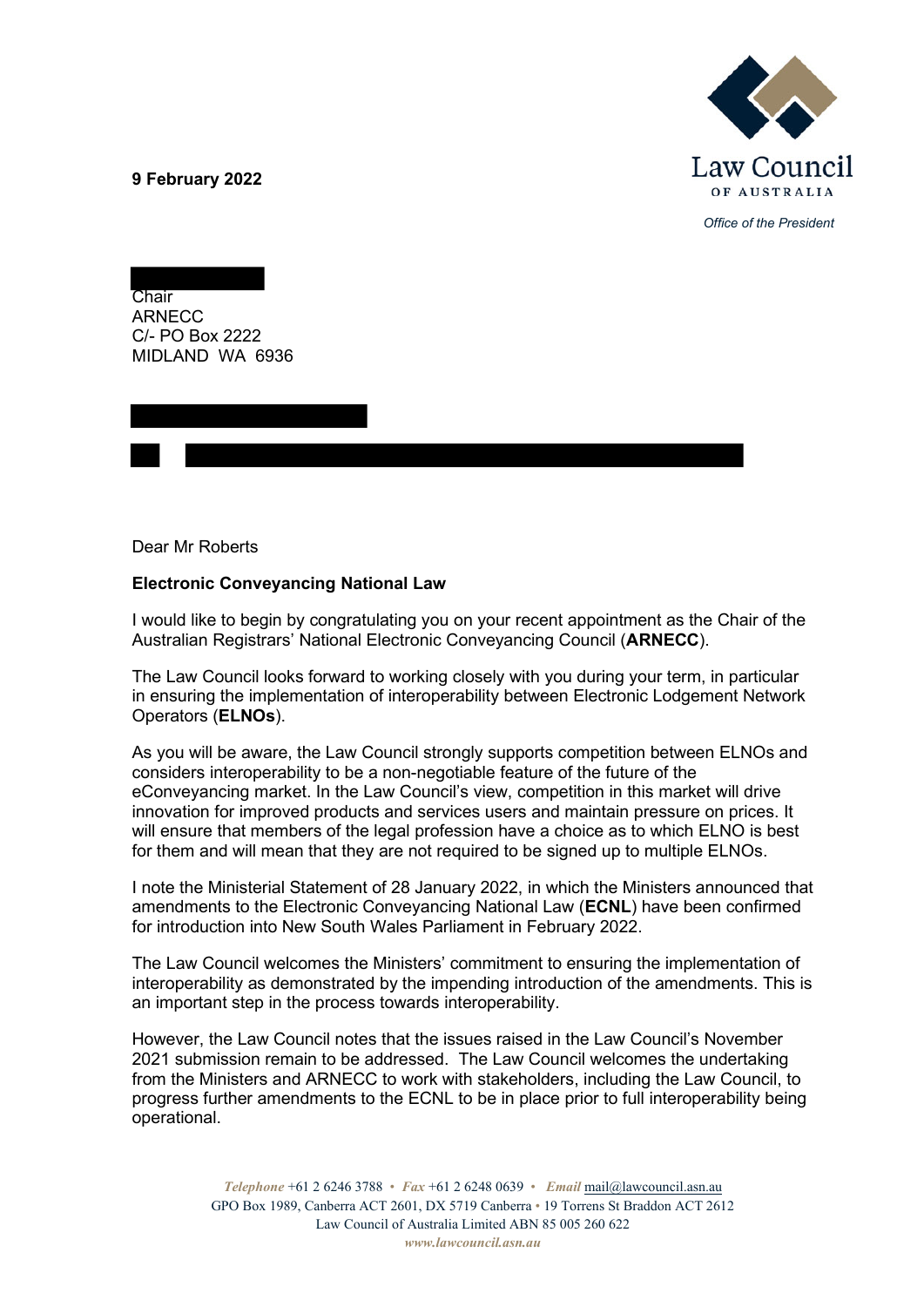**9 February 2022**

Law Council OF AUSTRALIA

*Office of the President*

Chair
ARNECC
C/- PO Box 2222
MIDLAND WA 6936

Dear Mr Roberts

**Electronic Conveyancing National Law**

I would like to begin by congratulating you on your recent appointment as the Chair of the Australian Registrars' National Electronic Conveyancing Council (**ARNECC**).

The Law Council looks forward to working closely with you during your term, in particular in ensuring the implementation of interoperability between Electronic Lodgement Network Operators (**ELNOs**).

As you will be aware, the Law Council strongly supports competition between ELNOs and considers interoperability to be a non-negotiable feature of the future of the eConveyancing market. In the Law Council's view, competition in this market will drive innovation for improved products and services users and maintain pressure on prices. It will ensure that members of the legal profession have a choice as to which ELNO is best for them and will mean that they are not required to be signed up to multiple ELNOs.

I note the Ministerial Statement of 28 January 2022, in which the Ministers announced that amendments to the Electronic Conveyancing National Law (**ECNL**) have been confirmed for introduction into New South Wales Parliament in February 2022.

The Law Council welcomes the Ministers' commitment to ensuring the implementation of interoperability as demonstrated by the impending introduction of the amendments. This is an important step in the process towards interoperability.

However, the Law Council notes that the issues raised in the Law Council's November 2021 submission remain to be addressed. The Law Council welcomes the undertaking from the Ministers and ARNECC to work with stakeholders, including the Law Council, to progress further amendments to the ECNL to be in place prior to full interoperability being operational.

*Telephone* +61 2 6246 3788 • *Fax* +61 2 6248 0639 • *Email* mail@lawcouncil.asn.au
GPO Box 1989, Canberra ACT 2601, DX 5719 Canberra • 19 Torrens St Braddon ACT 2612
Law Council of Australia Limited ABN 85 005 260 622
*www.lawcouncil.asn.au*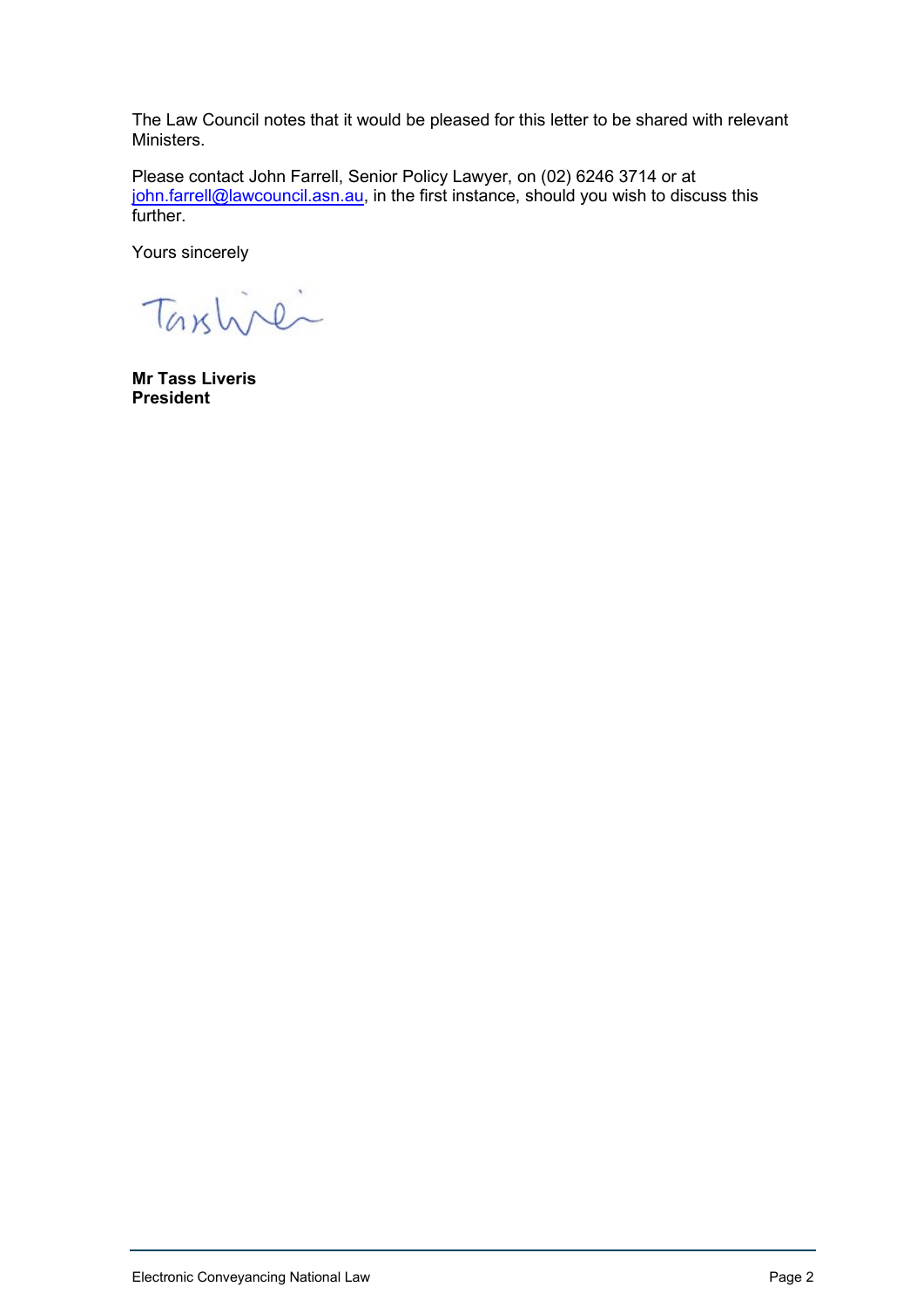The Law Council notes that it would be pleased for this letter to be shared with relevant Ministers.

Please contact John Farrell, Senior Policy Lawyer, on (02) 6246 3714 or at john.farrell@lawcouncil.asn.au, in the first instance, should you wish to discuss this further.

Yours sincerely

**Mr Tass Liveris**
**President**